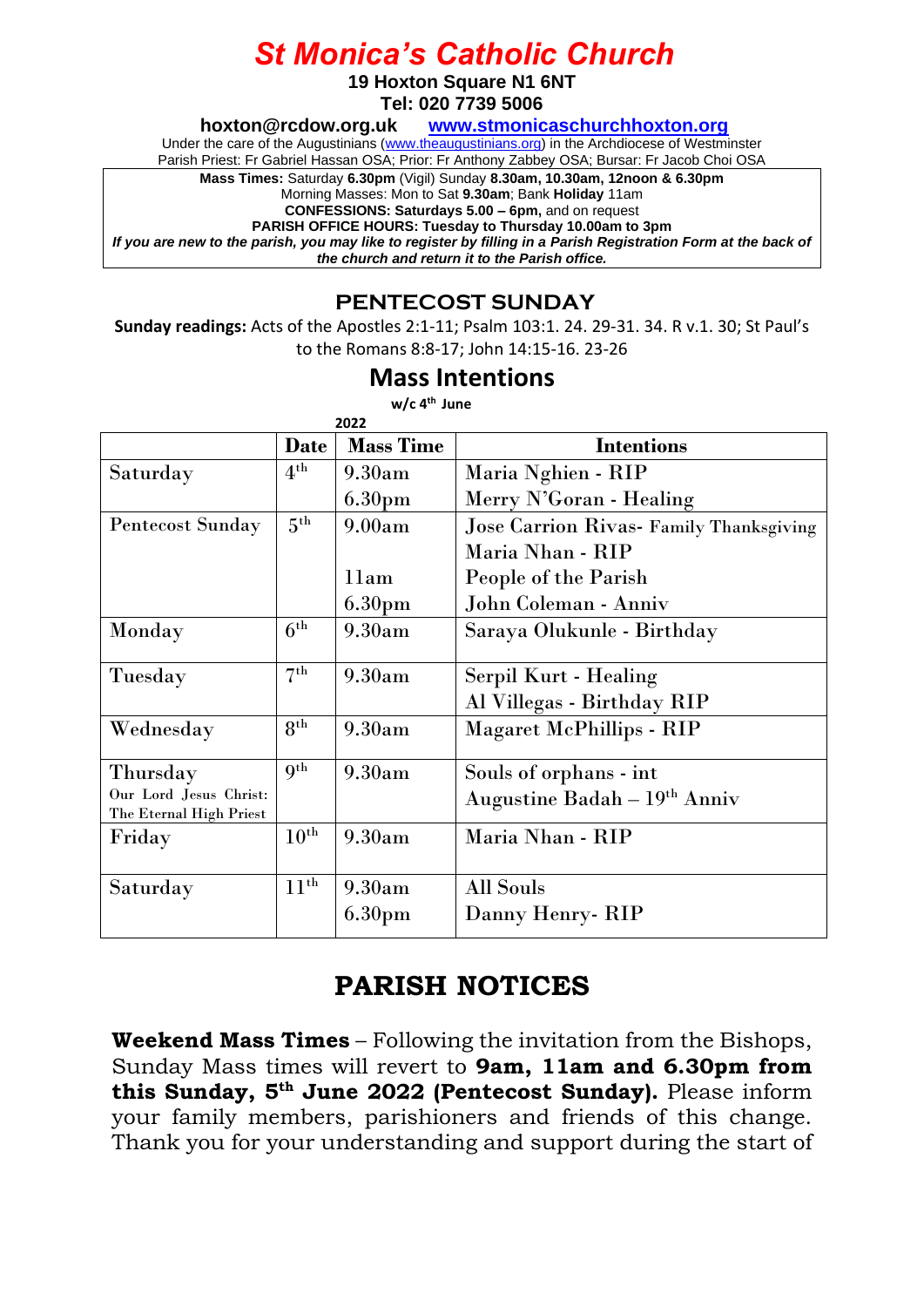# St Monica's Catholic Church

**19 Hoxton Square N1 6NT**
**Tel: 020 7739 5006**
**hoxton@rcdow.org.uk** **www.stmonicaschurchhoxton.org**

Under the care of the Augustinians (www.theaugustinians.org) in the Archdiocese of Westminster
Parish Priest: Fr Gabriel Hassan OSA; Prior: Fr Anthony Zabbey OSA; Bursar: Fr Jacob Choi OSA

**Mass Times:** Saturday **6.30pm** (Vigil) Sunday **8.30am, 10.30am, 12noon & 6.30pm**
Morning Masses: Mon to Sat **9.30am**; Bank **Holiday** 11am
**CONFESSIONS: Saturdays 5.00 – 6pm,** and on request
**PARISH OFFICE HOURS: Tuesday to Thursday 10.00am to 3pm**
***If you are new to the parish, you may like to register by filling in a Parish Registration Form at the back of the church and return it to the Parish office.***

## PENTECOST SUNDAY

**Sunday readings:** Acts of the Apostles 2:1-11; Psalm 103:1. 24. 29-31. 34. R v.1. 30; St Paul's to the Romans 8:8-17; John 14:15-16. 23-26

## Mass Intentions

**w/c 4th June 2022**

| | Date | Mass Time | Intentions |
|---|---|---|---|
| Saturday | 4th | 9.30am | Maria Nghien - RIP |
| | | 6.30pm | Merry N'Goran - Healing |
| Pentecost Sunday | 5th | 9.00am | Jose Carrion Rivas- Family Thanksgiving |
| | | | Maria Nhan - RIP |
| | | 11am | People of the Parish |
| | | 6.30pm | John Coleman - Anniv |
| Monday | 6th | 9.30am | Saraya Olukunle - Birthday |
| Tuesday | 7th | 9.30am | Serpil Kurt - Healing |
| | | | Al Villegas - Birthday RIP |
| Wednesday | 8th | 9.30am | Magaret McPhillips - RIP |
| Thursday Our Lord Jesus Christ: The Eternal High Priest | 9th | 9.30am | Souls of orphans - int |
| | | | Augustine Badah – 19th Anniv |
| Friday | 10th | 9.30am | Maria Nhan - RIP |
| Saturday | 11th | 9.30am | All Souls |
| | | 6.30pm | Danny Henry- RIP |

# PARISH NOTICES

**Weekend Mass Times** – Following the invitation from the Bishops, Sunday Mass times will revert to **9am, 11am and 6.30pm from this Sunday, 5th June 2022 (Pentecost Sunday).** Please inform your family members, parishioners and friends of this change. Thank you for your understanding and support during the start of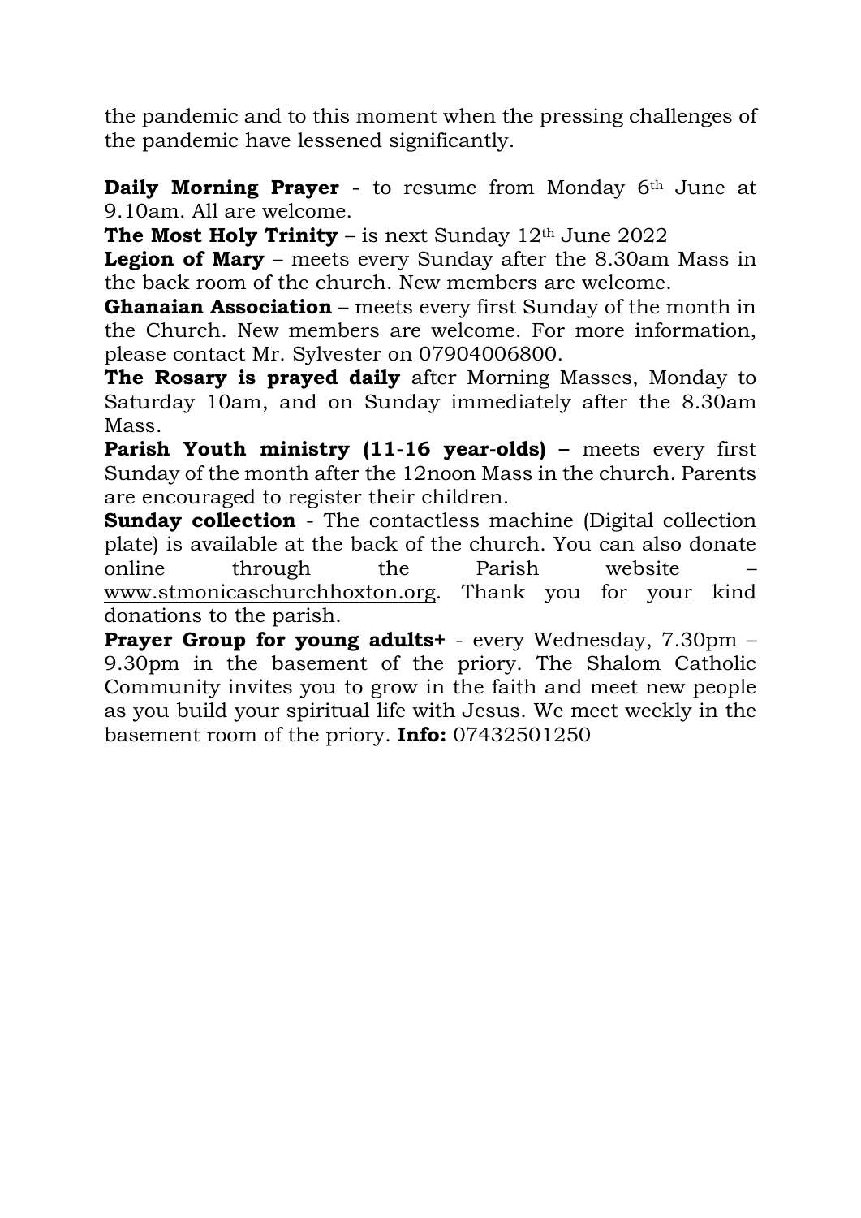the pandemic and to this moment when the pressing challenges of the pandemic have lessened significantly.

**Daily Morning Prayer** - to resume from Monday 6th June at 9.10am. All are welcome.

**The Most Holy Trinity** – is next Sunday 12th June 2022

**Legion of Mary** – meets every Sunday after the 8.30am Mass in the back room of the church. New members are welcome.

**Ghanaian Association** – meets every first Sunday of the month in the Church. New members are welcome. For more information, please contact Mr. Sylvester on 07904006800.

**The Rosary is prayed daily** after Morning Masses, Monday to Saturday 10am, and on Sunday immediately after the 8.30am Mass.

**Parish Youth ministry (11-16 year-olds) –** meets every first Sunday of the month after the 12noon Mass in the church. Parents are encouraged to register their children.

**Sunday collection** - The contactless machine (Digital collection plate) is available at the back of the church. You can also donate online through the Parish website – www.stmonicaschurchhoxton.org. Thank you for your kind donations to the parish.

**Prayer Group for young adults+** - every Wednesday, 7.30pm – 9.30pm in the basement of the priory. The Shalom Catholic Community invites you to grow in the faith and meet new people as you build your spiritual life with Jesus. We meet weekly in the basement room of the priory. **Info:** 07432501250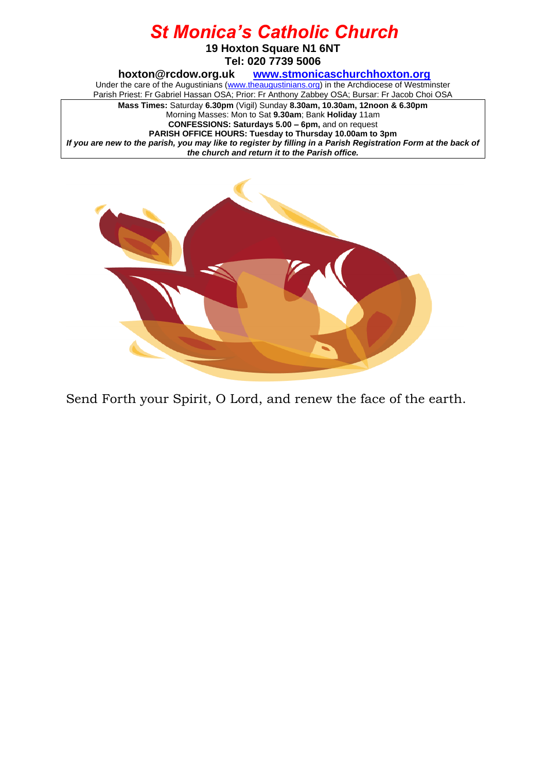# *St Monica's Catholic Church*

**19 Hoxton Square N1 6NT**

**Tel: 020 7739 5006**

**hoxton@rcdow.org.uk** **www.stmonicaschurchhoxton.org**

Under the care of the Augustinians (www.theaugustinians.org) in the Archdiocese of Westminster

Parish Priest: Fr Gabriel Hassan OSA; Prior: Fr Anthony Zabbey OSA; Bursar: Fr Jacob Choi OSA

**Mass Times:** Saturday **6.30pm** (Vigil) Sunday **8.30am, 10.30am, 12noon & 6.30pm**

Morning Masses: Mon to Sat **9.30am**; Bank **Holiday** 11am

**CONFESSIONS: Saturdays 5.00 – 6pm,** and on request

**PARISH OFFICE HOURS: Tuesday to Thursday 10.00am to 3pm**

***If you are new to the parish, you may like to register by filling in a Parish Registration Form at the back of the church and return it to the Parish office.***

Send Forth your Spirit, O Lord, and renew the face of the earth.